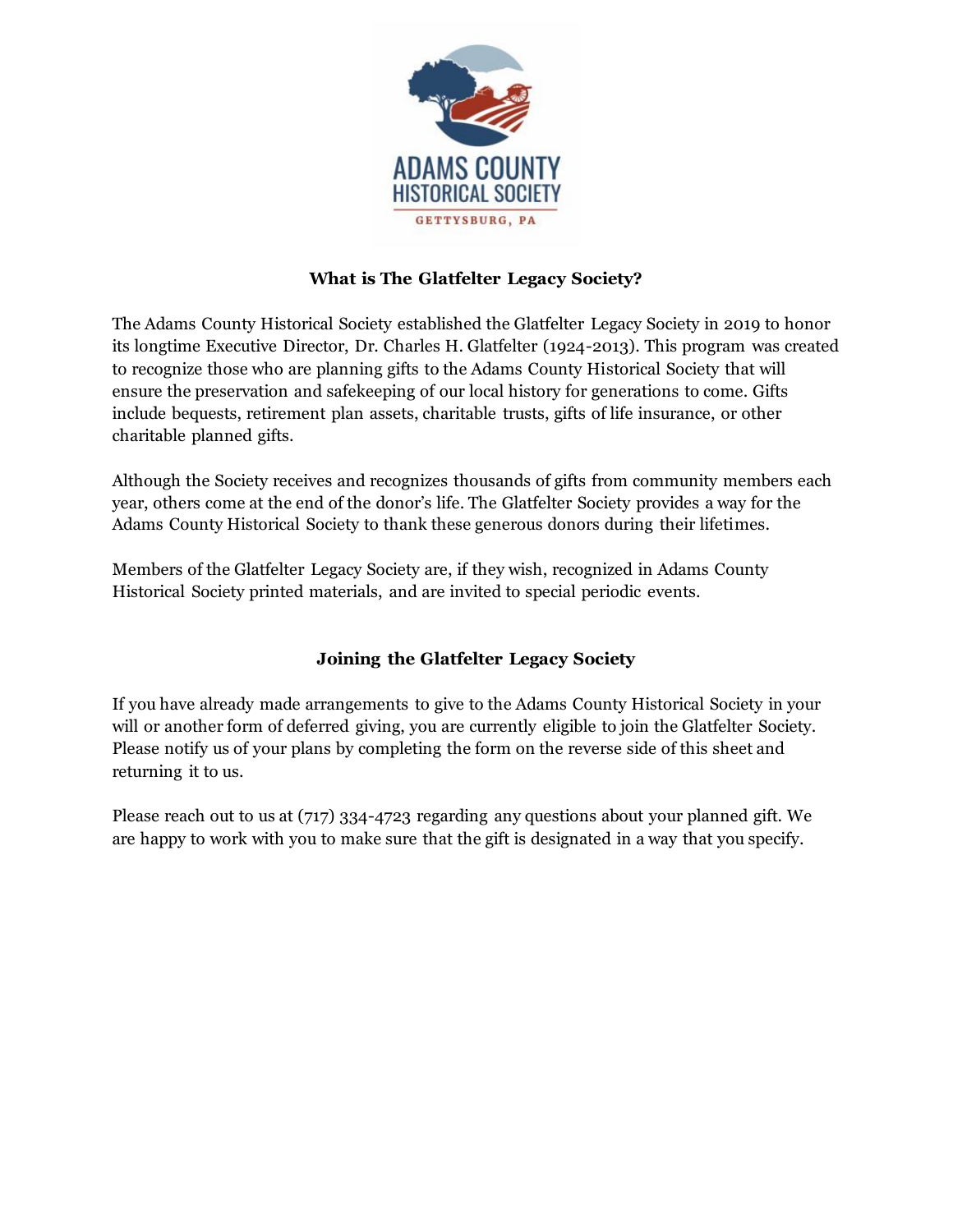ADAMS COUNTY HISTORICAL SOCIETY

GETTYSBURG, PA

## What is The Glatfelter Legacy Society?

The Adams County Historical Society established the Glatfelter Legacy Society in 2019 to honor its longtime Executive Director, Dr. Charles H. Glatfelter (1924-2013). This program was created to recognize those who are planning gifts to the Adams County Historical Society that will ensure the preservation and safekeeping of our local history for generations to come. Gifts include bequests, retirement plan assets, charitable trusts, gifts of life insurance, or other charitable planned gifts.

Although the Society receives and recognizes thousands of gifts from community members each year, others come at the end of the donor's life. The Glatfelter Society provides a way for the Adams County Historical Society to thank these generous donors during their lifetimes.

Members of the Glatfelter Legacy Society are, if they wish, recognized in Adams County Historical Society printed materials, and are invited to special periodic events.

## Joining the Glatfelter Legacy Society

If you have already made arrangements to give to the Adams County Historical Society in your will or another form of deferred giving, you are currently eligible to join the Glatfelter Society. Please notify us of your plans by completing the form on the reverse side of this sheet and returning it to us.

Please reach out to us at (717) 334-4723 regarding any questions about your planned gift. We are happy to work with you to make sure that the gift is designated in a way that you specify.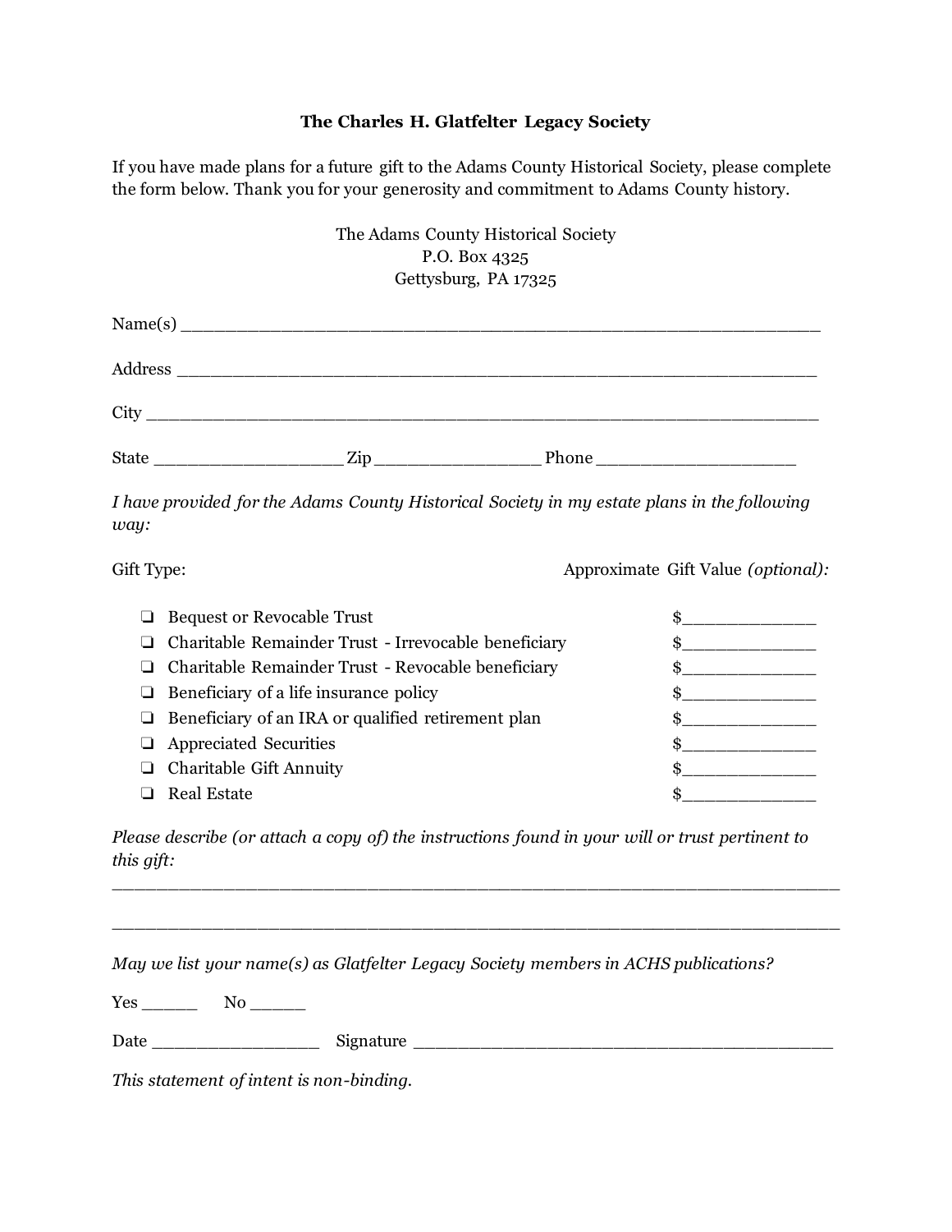**The Charles H. Glatfelter Legacy Society**

If you have made plans for a future gift to the Adams County Historical Society, please complete the form below. Thank you for your generosity and commitment to Adams County history.

The Adams County Historical Society
P.O. Box 4325
Gettysburg, PA 17325

Name(s) ____________________________________________________________

Address ____________________________________________________________

City _______________________________________________________________

State ________________ Zip ______________ Phone _________________

*I have provided for the Adams County Historical Society in my estate plans in the following way:*

| Gift Type: | Approximate Gift Value *(optional):* |
|---|---|
| ❏ Bequest or Revocable Trust | $____________ |
| ❏ Charitable Remainder Trust - Irrevocable beneficiary | $____________ |
| ❏ Charitable Remainder Trust - Revocable beneficiary | $____________ |
| ❏ Beneficiary of a life insurance policy | $____________ |
| ❏ Beneficiary of an IRA or qualified retirement plan | $____________ |
| ❏ Appreciated Securities | $____________ |
| ❏ Charitable Gift Annuity | $____________ |
| ❏ Real Estate | $____________ |

*Please describe (or attach a copy of) the instructions found in your will or trust pertinent to this gift:*

______________________________________________________________________

______________________________________________________________________

*May we list your name(s) as Glatfelter Legacy Society members in ACHS publications?*

Yes _____ No _____

Date _______________ Signature ______________________________________

*This statement of intent is non-binding.*